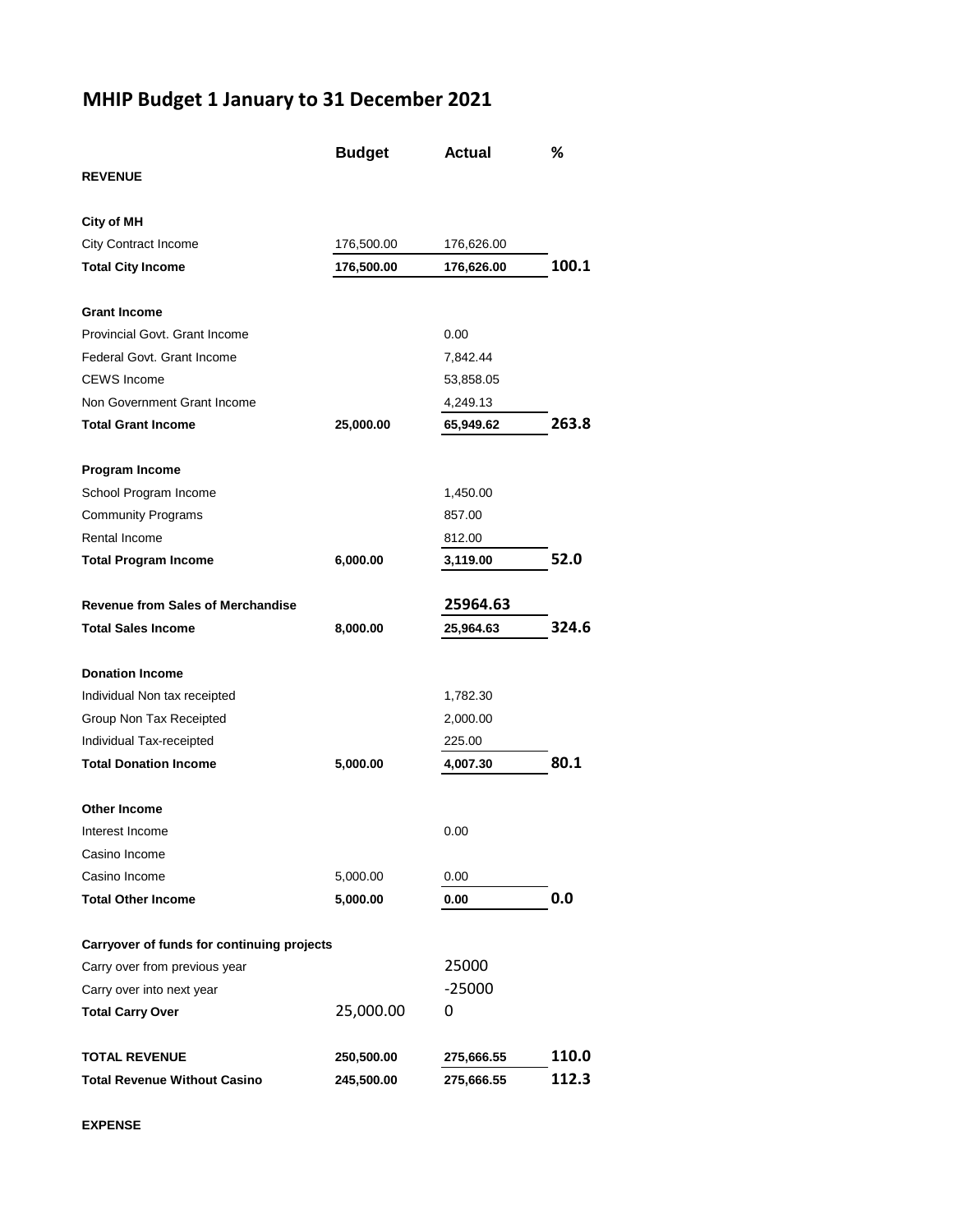# MHIP Budget 1 January to 31 December 2021

| | Budget | Actual | % |
|---|---|---|---|
| **REVENUE** | | | |
| | | | |
| **City of MH** | | | |
| City Contract Income | 176,500.00 | 176,626.00 | |
| **Total City Income** | **176,500.00** | **176,626.00** | **100.1** |
| | | | |
| **Grant Income** | | | |
| Provincial Govt. Grant Income | | 0.00 | |
| Federal Govt. Grant Income | | 7,842.44 | |
| CEWS Income | | 53,858.05 | |
| Non Government Grant Income | | 4,249.13 | |
| **Total Grant Income** | **25,000.00** | **65,949.62** | **263.8** |
| | | | |
| **Program Income** | | | |
| School Program Income | | 1,450.00 | |
| Community Programs | | 857.00 | |
| Rental Income | | 812.00 | |
| **Total Program Income** | **6,000.00** | **3,119.00** | **52.0** |
| | | | |
| **Revenue from Sales of Merchandise** | | **25964.63** | |
| **Total Sales Income** | **8,000.00** | **25,964.63** | **324.6** |
| | | | |
| **Donation Income** | | | |
| Individual Non tax receipted | | 1,782.30 | |
| Group Non Tax Receipted | | 2,000.00 | |
| Individual Tax-receipted | | 225.00 | |
| **Total Donation Income** | **5,000.00** | **4,007.30** | **80.1** |
| | | | |
| **Other Income** | | | |
| Interest Income | | 0.00 | |
| Casino Income | | | |
| Casino Income | 5,000.00 | 0.00 | |
| **Total Other Income** | **5,000.00** | **0.00** | **0.0** |
| | | | |
| **Carryover of funds for continuing projects** | | | |
| Carry over from previous year | | 25000 | |
| Carry over into next year | | -25000 | |
| **Total Carry Over** | 25,000.00 | 0 | |
| | | | |
| **TOTAL REVENUE** | **250,500.00** | **275,666.55** | **110.0** |
| **Total Revenue Without Casino** | **245,500.00** | **275,666.55** | **112.3** |

**EXPENSE**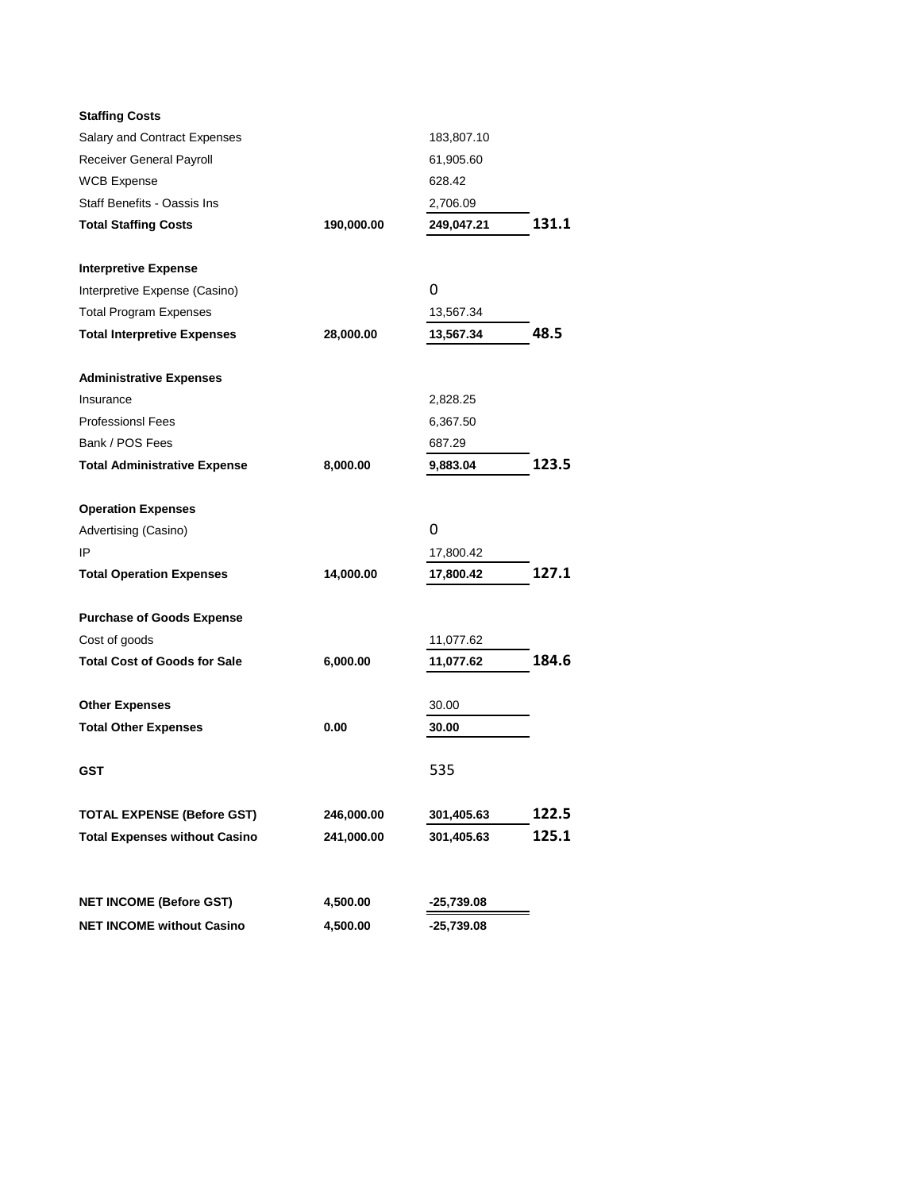| | | | |
|---|---|---|---|
| **Staffing Costs** | | | |
| Salary and Contract Expenses | | 183,807.10 | |
| Receiver General Payroll | | 61,905.60 | |
| WCB Expense | | 628.42 | |
| Staff Benefits - Oassis Ins | | 2,706.09 | |
| **Total Staffing Costs** | **190,000.00** | **249,047.21** | **131.1** |
| | | | |
| **Interpretive Expense** | | | |
| Interpretive Expense (Casino) | | 0 | |
| Total Program Expenses | | 13,567.34 | |
| **Total Interpretive Expenses** | **28,000.00** | **13,567.34** | **48.5** |
| | | | |
| **Administrative Expenses** | | | |
| Insurance | | 2,828.25 | |
| Professionsl Fees | | 6,367.50 | |
| Bank / POS Fees | | 687.29 | |
| **Total Administrative Expense** | **8,000.00** | **9,883.04** | **123.5** |
| | | | |
| **Operation Expenses** | | | |
| Advertising (Casino) | | 0 | |
| IP | | 17,800.42 | |
| **Total Operation Expenses** | **14,000.00** | **17,800.42** | **127.1** |
| | | | |
| **Purchase of Goods Expense** | | | |
| Cost of goods | | 11,077.62 | |
| **Total Cost of Goods for Sale** | **6,000.00** | **11,077.62** | **184.6** |
| | | | |
| **Other Expenses** | | 30.00 | |
| **Total Other Expenses** | **0.00** | **30.00** | |
| | | | |
| **GST** | | 535 | |
| | | | |
| **TOTAL EXPENSE (Before GST)** | **246,000.00** | **301,405.63** | **122.5** |
| **Total Expenses without Casino** | **241,000.00** | **301,405.63** | **125.1** |
| | | | |
| **NET INCOME (Before GST)** | **4,500.00** | **-25,739.08** | |
| **NET INCOME without Casino** | **4,500.00** | **-25,739.08** | |